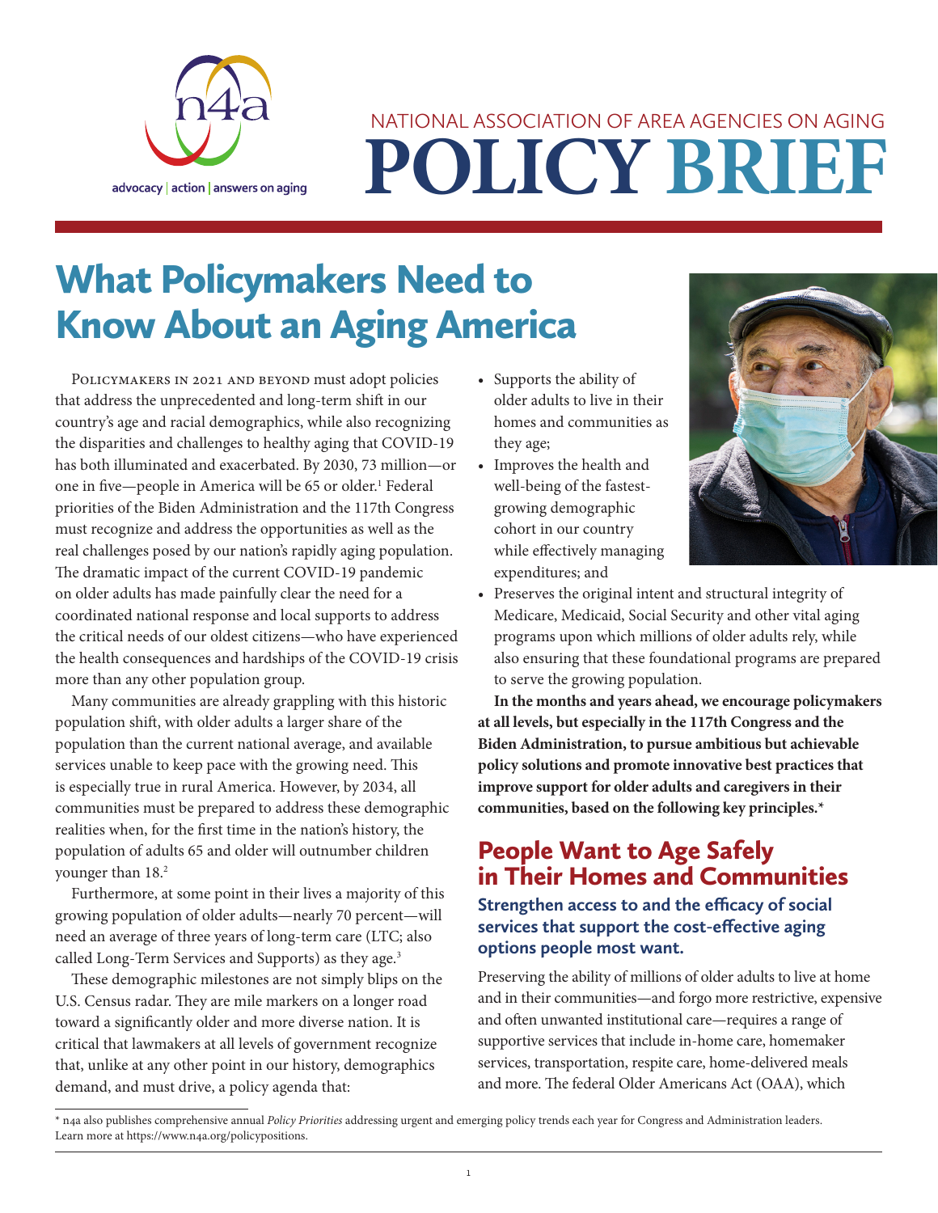NATIONAL ASSOCIATION OF AREA AGENCIES ON AGING

# POLICY BRIEF

advocacy | action | answers on aging

# What Policymakers Need to Know About an Aging America

Policymakers in 2021 and beyond must adopt policies that address the unprecedented and long-term shift in our country's age and racial demographics, while also recognizing the disparities and challenges to healthy aging that COVID-19 has both illuminated and exacerbated. By 2030, 73 million—or one in five—people in America will be 65 or older.[1] Federal priorities of the Biden Administration and the 117th Congress must recognize and address the opportunities as well as the real challenges posed by our nation's rapidly aging population. The dramatic impact of the current COVID-19 pandemic on older adults has made painfully clear the need for a coordinated national response and local supports to address the critical needs of our oldest citizens—who have experienced the health consequences and hardships of the COVID-19 crisis more than any other population group.

Many communities are already grappling with this historic population shift, with older adults a larger share of the population than the current national average, and available services unable to keep pace with the growing need. This is especially true in rural America. However, by 2034, all communities must be prepared to address these demographic realities when, for the first time in the nation's history, the population of adults 65 and older will outnumber children younger than 18.[2]

Furthermore, at some point in their lives a majority of this growing population of older adults—nearly 70 percent—will need an average of three years of long-term care (LTC; also called Long-Term Services and Supports) as they age.[3]

These demographic milestones are not simply blips on the U.S. Census radar. They are mile markers on a longer road toward a significantly older and more diverse nation. It is critical that lawmakers at all levels of government recognize that, unlike at any other point in our history, demographics demand, and must drive, a policy agenda that:

- Supports the ability of older adults to live in their homes and communities as they age;
- Improves the health and well-being of the fastest-growing demographic cohort in our country while effectively managing expenditures; and
- Preserves the original intent and structural integrity of Medicare, Medicaid, Social Security and other vital aging programs upon which millions of older adults rely, while also ensuring that these foundational programs are prepared to serve the growing population.

**In the months and years ahead, we encourage policymakers at all levels, but especially in the 117th Congress and the Biden Administration, to pursue ambitious but achievable policy solutions and promote innovative best practices that improve support for older adults and caregivers in their communities, based on the following key principles.***

## People Want to Age Safely in Their Homes and Communities

### Strengthen access to and the efficacy of social services that support the cost-effective aging options people most want.

Preserving the ability of millions of older adults to live at home and in their communities—and forgo more restrictive, expensive and often unwanted institutional care—requires a range of supportive services that include in-home care, homemaker services, transportation, respite care, home-delivered meals and more. The federal Older Americans Act (OAA), which

* n4a also publishes comprehensive annual *Policy Priorities* addressing urgent and emerging policy trends each year for Congress and Administration leaders. Learn more at https://www.n4a.org/policypositions.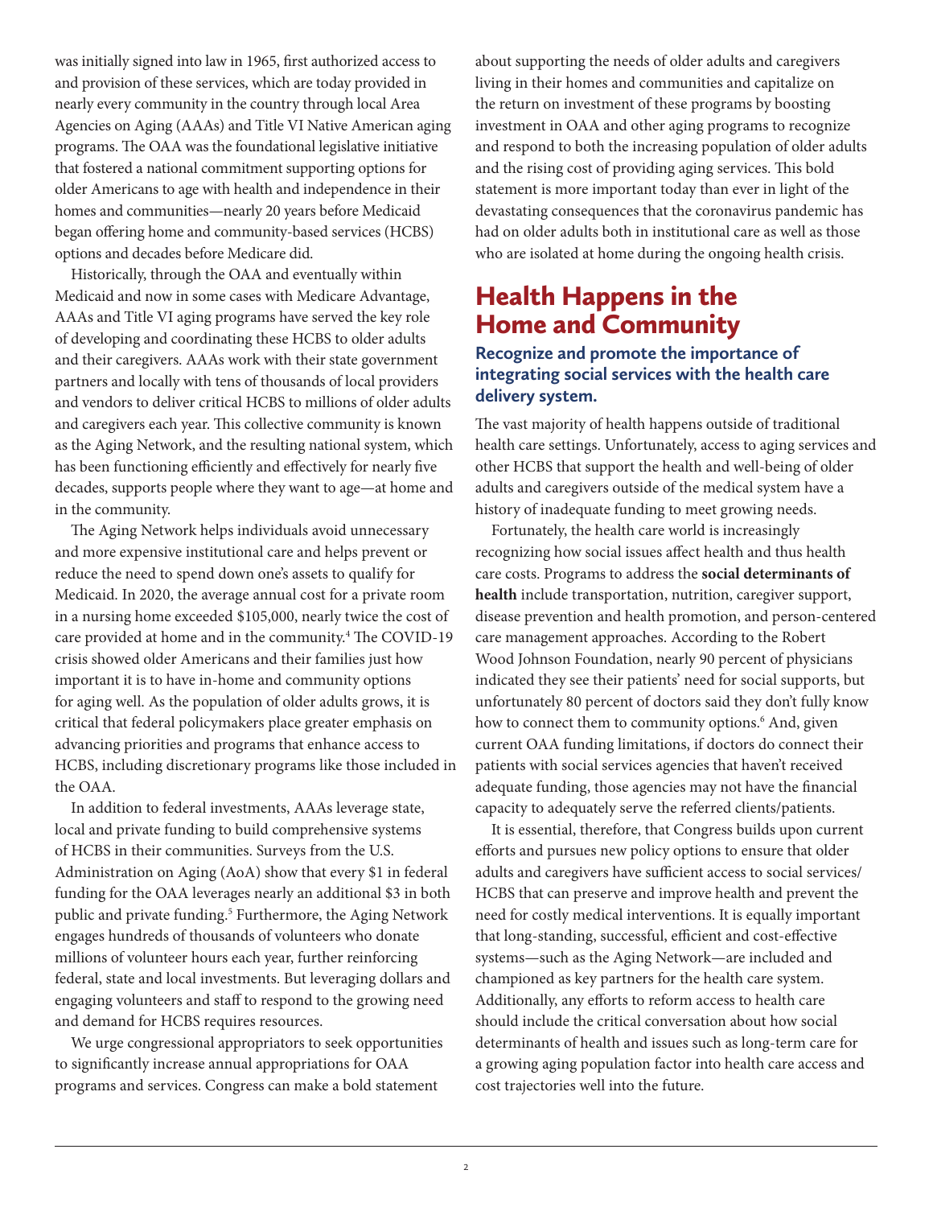was initially signed into law in 1965, first authorized access to and provision of these services, which are today provided in nearly every community in the country through local Area Agencies on Aging (AAAs) and Title VI Native American aging programs. The OAA was the foundational legislative initiative that fostered a national commitment supporting options for older Americans to age with health and independence in their homes and communities—nearly 20 years before Medicaid began offering home and community-based services (HCBS) options and decades before Medicare did.

Historically, through the OAA and eventually within Medicaid and now in some cases with Medicare Advantage, AAAs and Title VI aging programs have served the key role of developing and coordinating these HCBS to older adults and their caregivers. AAAs work with their state government partners and locally with tens of thousands of local providers and vendors to deliver critical HCBS to millions of older adults and caregivers each year. This collective community is known as the Aging Network, and the resulting national system, which has been functioning efficiently and effectively for nearly five decades, supports people where they want to age—at home and in the community.

The Aging Network helps individuals avoid unnecessary and more expensive institutional care and helps prevent or reduce the need to spend down one's assets to qualify for Medicaid. In 2020, the average annual cost for a private room in a nursing home exceeded $105,000, nearly twice the cost of care provided at home and in the community.[4] The COVID-19 crisis showed older Americans and their families just how important it is to have in-home and community options for aging well. As the population of older adults grows, it is critical that federal policymakers place greater emphasis on advancing priorities and programs that enhance access to HCBS, including discretionary programs like those included in the OAA.

In addition to federal investments, AAAs leverage state, local and private funding to build comprehensive systems of HCBS in their communities. Surveys from the U.S. Administration on Aging (AoA) show that every $1 in federal funding for the OAA leverages nearly an additional $3 in both public and private funding.[5] Furthermore, the Aging Network engages hundreds of thousands of volunteers who donate millions of volunteer hours each year, further reinforcing federal, state and local investments. But leveraging dollars and engaging volunteers and staff to respond to the growing need and demand for HCBS requires resources.

We urge congressional appropriators to seek opportunities to significantly increase annual appropriations for OAA programs and services. Congress can make a bold statement about supporting the needs of older adults and caregivers living in their homes and communities and capitalize on the return on investment of these programs by boosting investment in OAA and other aging programs to recognize and respond to both the increasing population of older adults and the rising cost of providing aging services. This bold statement is more important today than ever in light of the devastating consequences that the coronavirus pandemic has had on older adults both in institutional care as well as those who are isolated at home during the ongoing health crisis.

## Health Happens in the Home and Community

### Recognize and promote the importance of integrating social services with the health care delivery system.

The vast majority of health happens outside of traditional health care settings. Unfortunately, access to aging services and other HCBS that support the health and well-being of older adults and caregivers outside of the medical system have a history of inadequate funding to meet growing needs.

Fortunately, the health care world is increasingly recognizing how social issues affect health and thus health care costs. Programs to address the **social determinants of health** include transportation, nutrition, caregiver support, disease prevention and health promotion, and person-centered care management approaches. According to the Robert Wood Johnson Foundation, nearly 90 percent of physicians indicated they see their patients' need for social supports, but unfortunately 80 percent of doctors said they don't fully know how to connect them to community options.[6] And, given current OAA funding limitations, if doctors do connect their patients with social services agencies that haven't received adequate funding, those agencies may not have the financial capacity to adequately serve the referred clients/patients.

It is essential, therefore, that Congress builds upon current efforts and pursues new policy options to ensure that older adults and caregivers have sufficient access to social services/HCBS that can preserve and improve health and prevent the need for costly medical interventions. It is equally important that long-standing, successful, efficient and cost-effective systems—such as the Aging Network—are included and championed as key partners for the health care system. Additionally, any efforts to reform access to health care should include the critical conversation about how social determinants of health and issues such as long-term care for a growing aging population factor into health care access and cost trajectories well into the future.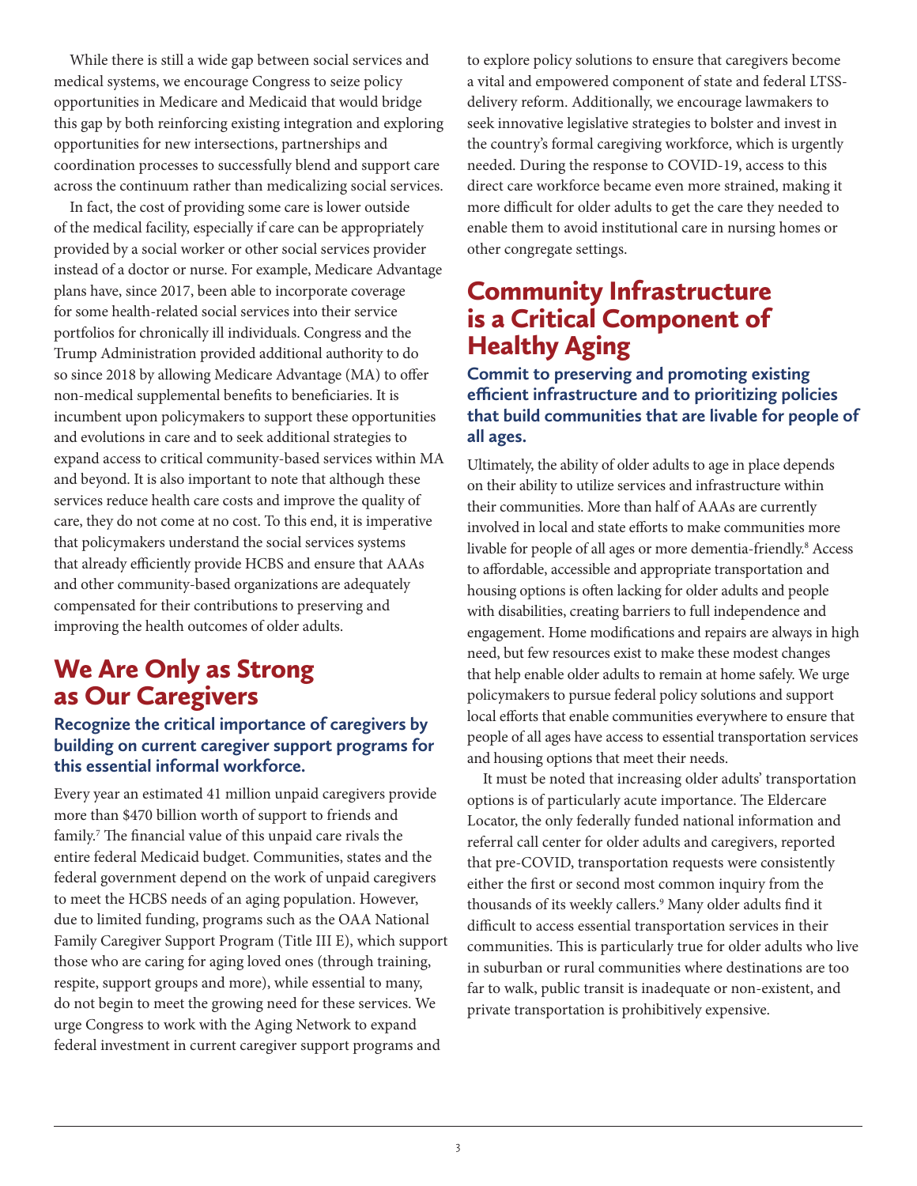While there is still a wide gap between social services and medical systems, we encourage Congress to seize policy opportunities in Medicare and Medicaid that would bridge this gap by both reinforcing existing integration and exploring opportunities for new intersections, partnerships and coordination processes to successfully blend and support care across the continuum rather than medicalizing social services.

In fact, the cost of providing some care is lower outside of the medical facility, especially if care can be appropriately provided by a social worker or other social services provider instead of a doctor or nurse. For example, Medicare Advantage plans have, since 2017, been able to incorporate coverage for some health-related social services into their service portfolios for chronically ill individuals. Congress and the Trump Administration provided additional authority to do so since 2018 by allowing Medicare Advantage (MA) to offer non-medical supplemental benefits to beneficiaries. It is incumbent upon policymakers to support these opportunities and evolutions in care and to seek additional strategies to expand access to critical community-based services within MA and beyond. It is also important to note that although these services reduce health care costs and improve the quality of care, they do not come at no cost. To this end, it is imperative that policymakers understand the social services systems that already efficiently provide HCBS and ensure that AAAs and other community-based organizations are adequately compensated for their contributions to preserving and improving the health outcomes of older adults.

## We Are Only as Strong as Our Caregivers

### Recognize the critical importance of caregivers by building on current caregiver support programs for this essential informal workforce.

Every year an estimated 41 million unpaid caregivers provide more than $470 billion worth of support to friends and family.[7] The financial value of this unpaid care rivals the entire federal Medicaid budget. Communities, states and the federal government depend on the work of unpaid caregivers to meet the HCBS needs of an aging population. However, due to limited funding, programs such as the OAA National Family Caregiver Support Program (Title III E), which support those who are caring for aging loved ones (through training, respite, support groups and more), while essential to many, do not begin to meet the growing need for these services. We urge Congress to work with the Aging Network to expand federal investment in current caregiver support programs and to explore policy solutions to ensure that caregivers become a vital and empowered component of state and federal LTSS-delivery reform. Additionally, we encourage lawmakers to seek innovative legislative strategies to bolster and invest in the country's formal caregiving workforce, which is urgently needed. During the response to COVID-19, access to this direct care workforce became even more strained, making it more difficult for older adults to get the care they needed to enable them to avoid institutional care in nursing homes or other congregate settings.

## Community Infrastructure is a Critical Component of Healthy Aging

### Commit to preserving and promoting existing efficient infrastructure and to prioritizing policies that build communities that are livable for people of all ages.

Ultimately, the ability of older adults to age in place depends on their ability to utilize services and infrastructure within their communities. More than half of AAAs are currently involved in local and state efforts to make communities more livable for people of all ages or more dementia-friendly.[8] Access to affordable, accessible and appropriate transportation and housing options is often lacking for older adults and people with disabilities, creating barriers to full independence and engagement. Home modifications and repairs are always in high need, but few resources exist to make these modest changes that help enable older adults to remain at home safely. We urge policymakers to pursue federal policy solutions and support local efforts that enable communities everywhere to ensure that people of all ages have access to essential transportation services and housing options that meet their needs.

It must be noted that increasing older adults' transportation options is of particularly acute importance. The Eldercare Locator, the only federally funded national information and referral call center for older adults and caregivers, reported that pre-COVID, transportation requests were consistently either the first or second most common inquiry from the thousands of its weekly callers.[9] Many older adults find it difficult to access essential transportation services in their communities. This is particularly true for older adults who live in suburban or rural communities where destinations are too far to walk, public transit is inadequate or non-existent, and private transportation is prohibitively expensive.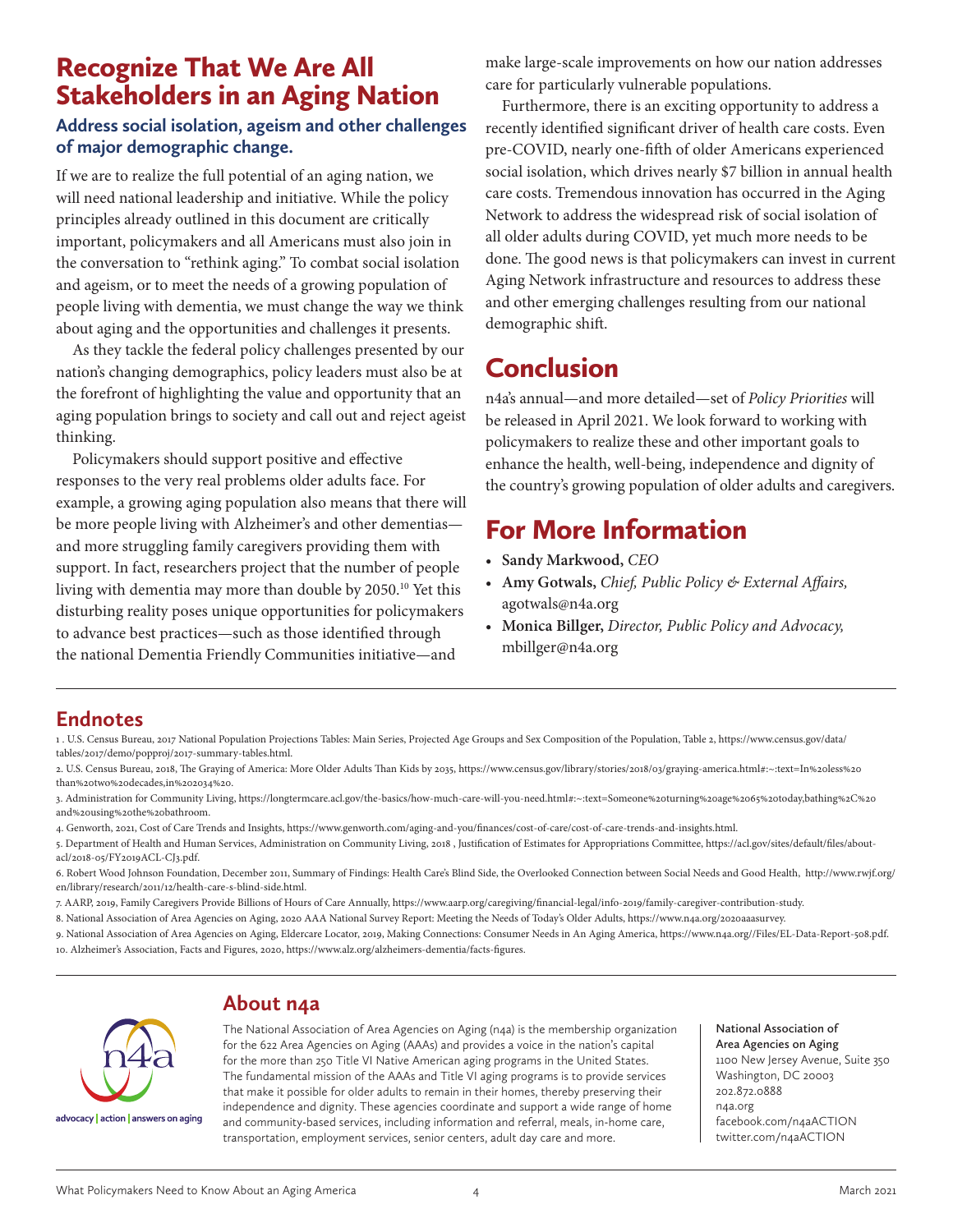## Recognize That We Are All Stakeholders in an Aging Nation

### Address social isolation, ageism and other challenges of major demographic change.

If we are to realize the full potential of an aging nation, we will need national leadership and initiative. While the policy principles already outlined in this document are critically important, policymakers and all Americans must also join in the conversation to "rethink aging." To combat social isolation and ageism, or to meet the needs of a growing population of people living with dementia, we must change the way we think about aging and the opportunities and challenges it presents.

As they tackle the federal policy challenges presented by our nation's changing demographics, policy leaders must also be at the forefront of highlighting the value and opportunity that an aging population brings to society and call out and reject ageist thinking.

Policymakers should support positive and effective responses to the very real problems older adults face. For example, a growing aging population also means that there will be more people living with Alzheimer's and other dementias—and more struggling family caregivers providing them with support. In fact, researchers project that the number of people living with dementia may more than double by 2050.[10] Yet this disturbing reality poses unique opportunities for policymakers to advance best practices—such as those identified through the national Dementia Friendly Communities initiative—and make large-scale improvements on how our nation addresses care for particularly vulnerable populations.

Furthermore, there is an exciting opportunity to address a recently identified significant driver of health care costs. Even pre-COVID, nearly one-fifth of older Americans experienced social isolation, which drives nearly $7 billion in annual health care costs. Tremendous innovation has occurred in the Aging Network to address the widespread risk of social isolation of all older adults during COVID, yet much more needs to be done. The good news is that policymakers can invest in current Aging Network infrastructure and resources to address these and other emerging challenges resulting from our national demographic shift.

## Conclusion

n4a's annual—and more detailed—set of *Policy Priorities* will be released in April 2021. We look forward to working with policymakers to realize these and other important goals to enhance the health, well-being, independence and dignity of the country's growing population of older adults and caregivers.

## For More Information

- **Sandy Markwood,** *CEO*
- **Amy Gotwals,** *Chief, Public Policy & External Affairs,* agotwals@n4a.org
- **Monica Billger,** *Director, Public Policy and Advocacy,* mbillger@n4a.org

## Endnotes

1. U.S. Census Bureau, 2017 National Population Projections Tables: Main Series, Projected Age Groups and Sex Composition of the Population, Table 2, https://www.census.gov/data/tables/2017/demo/popproj/2017-summary-tables.html.
2. U.S. Census Bureau, 2018, The Graying of America: More Older Adults Than Kids by 2035, https://www.census.gov/library/stories/2018/03/graying-america.html#:~:text=In%20less%20than%20two%20decades,in%202034%20.
3. Administration for Community Living, https://longtermcare.acl.gov/the-basics/how-much-care-will-you-need.html#:~:text=Someone%20turning%20age%2065%20today,bathing%2C%20and%20using%20the%20bathroom.
4. Genworth, 2021, Cost of Care Trends and Insights, https://www.genworth.com/aging-and-you/finances/cost-of-care/cost-of-care-trends-and-insights.html.
5. Department of Health and Human Services, Administration on Community Living, 2018 , Justification of Estimates for Appropriations Committee, https://acl.gov/sites/default/files/about-acl/2018-05/FY2019ACL-CJ3.pdf.
6. Robert Wood Johnson Foundation, December 2011, Summary of Findings: Health Care's Blind Side, the Overlooked Connection between Social Needs and Good Health, http://www.rwjf.org/en/library/research/2011/12/health-care-s-blind-side.html.
7. AARP, 2019, Family Caregivers Provide Billions of Hours of Care Annually, https://www.aarp.org/caregiving/financial-legal/info-2019/family-caregiver-contribution-study.
8. National Association of Area Agencies on Aging, 2020 AAA National Survey Report: Meeting the Needs of Today's Older Adults, https://www.n4a.org/2020aaasurvey.
9. National Association of Area Agencies on Aging, Eldercare Locator, 2019, Making Connections: Consumer Needs in An Aging America, https://www.n4a.org//Files/EL-Data-Report-508.pdf.
10. Alzheimer's Association, Facts and Figures, 2020, https://www.alz.org/alzheimers-dementia/facts-figures.

n4a

advocacy | action | answers on aging

## About n4a

The National Association of Area Agencies on Aging (n4a) is the membership organization for the 622 Area Agencies on Aging (AAAs) and provides a voice in the nation's capital for the more than 250 Title VI Native American aging programs in the United States. The fundamental mission of the AAAs and Title VI aging programs is to provide services that make it possible for older adults to remain in their homes, thereby preserving their independence and dignity. These agencies coordinate and support a wide range of home and community-based services, including information and referral, meals, in-home care, transportation, employment services, senior centers, adult day care and more.

National Association of Area Agencies on Aging
1100 New Jersey Avenue, Suite 350
Washington, DC 20003
202.872.0888
n4a.org
facebook.com/n4aACTION
twitter.com/n4aACTION